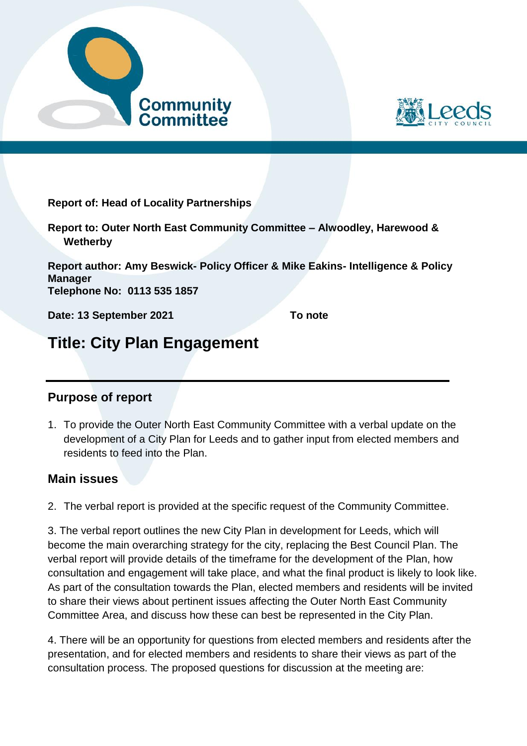Community Committee

Leeds CITY COUNCIL

**Report of: Head of Locality Partnerships**

**Report to: Outer North East Community Committee – Alwoodley, Harewood & Wetherby**

**Report author: Amy Beswick- Policy Officer & Mike Eakins- Intelligence & Policy Manager**
**Telephone No: 0113 535 1857**

**Date: 13 September 2021** **To note**

# Title: City Plan Engagement

## Purpose of report

1. To provide the Outer North East Community Committee with a verbal update on the development of a City Plan for Leeds and to gather input from elected members and residents to feed into the Plan.

## Main issues

2. The verbal report is provided at the specific request of the Community Committee.

3. The verbal report outlines the new City Plan in development for Leeds, which will become the main overarching strategy for the city, replacing the Best Council Plan. The verbal report will provide details of the timeframe for the development of the Plan, how consultation and engagement will take place, and what the final product is likely to look like. As part of the consultation towards the Plan, elected members and residents will be invited to share their views about pertinent issues affecting the Outer North East Community Committee Area, and discuss how these can best be represented in the City Plan.

4. There will be an opportunity for questions from elected members and residents after the presentation, and for elected members and residents to share their views as part of the consultation process. The proposed questions for discussion at the meeting are: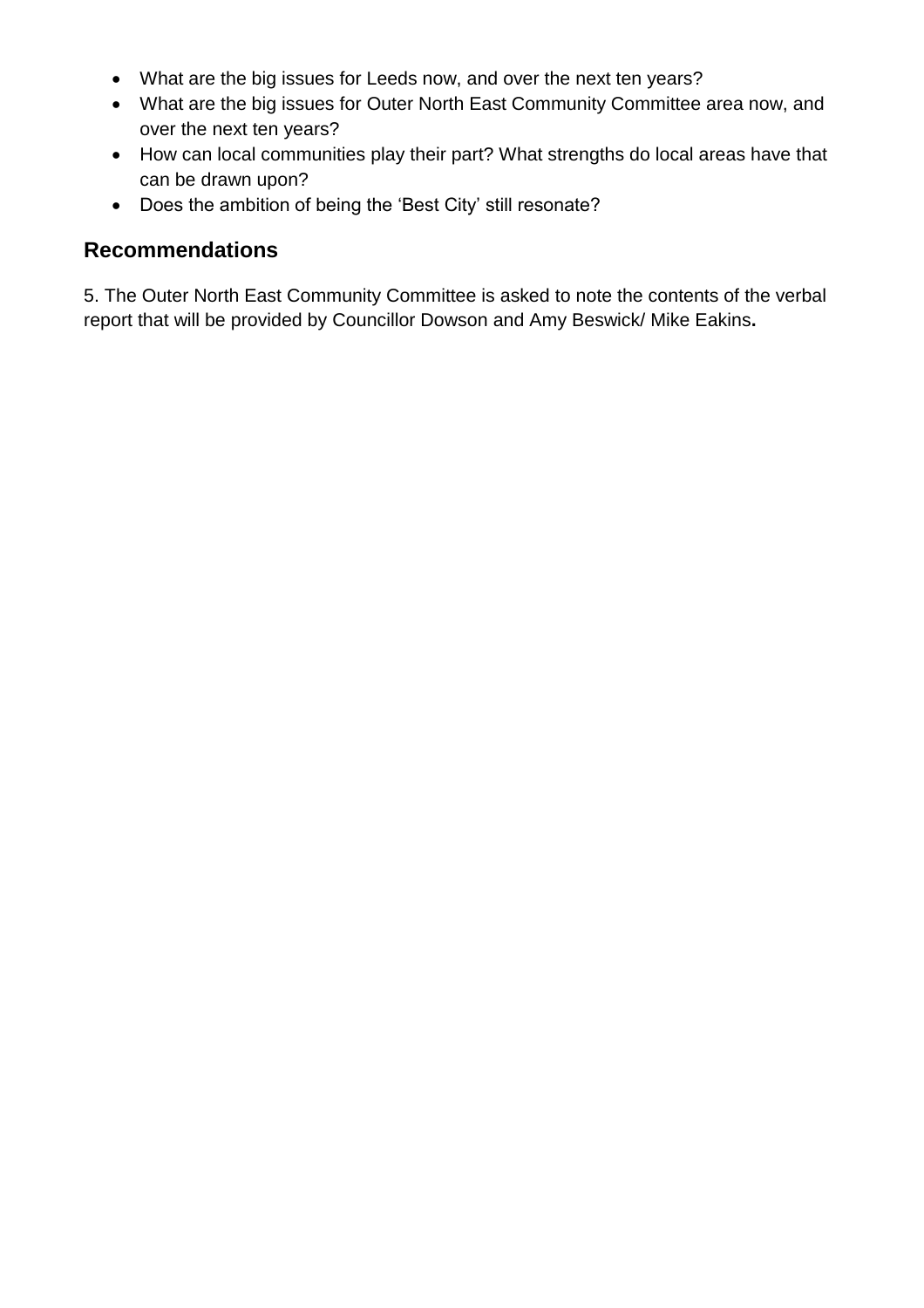- What are the big issues for Leeds now, and over the next ten years?
- What are the big issues for Outer North East Community Committee area now, and over the next ten years?
- How can local communities play their part? What strengths do local areas have that can be drawn upon?
- Does the ambition of being the 'Best City' still resonate?

## Recommendations

5. The Outer North East Community Committee is asked to note the contents of the verbal report that will be provided by Councillor Dowson and Amy Beswick/ Mike Eakins**.**